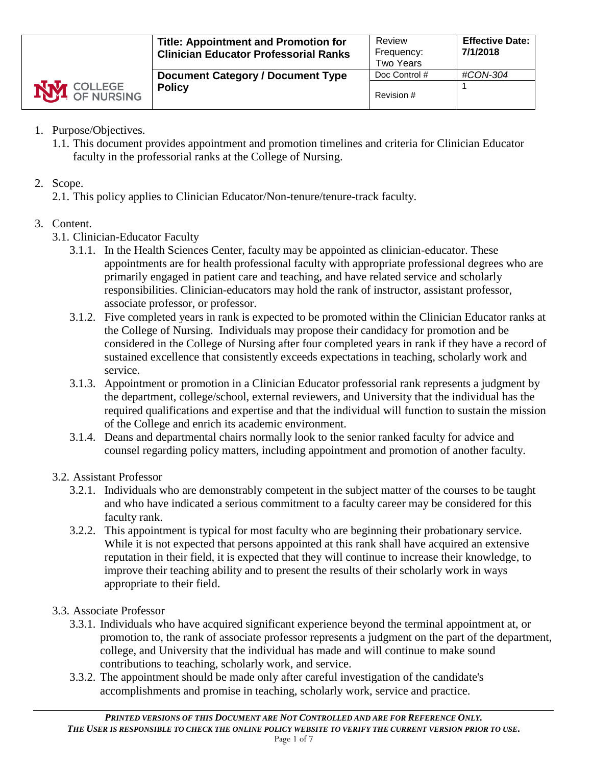| COLLEGE OF NURSING | Title: Appointment and Promotion for Clinician Educator Professorial Ranks | Review Frequency: Two Years | Effective Date: 7/1/2018 |
|---|---|---|---|
| | Document Category / Document Type **Policy** | Doc Control # | #CON-304 |
| | | Revision # | 1 |

1. Purpose/Objectives.
   1.1. This document provides appointment and promotion timelines and criteria for Clinician Educator faculty in the professorial ranks at the College of Nursing.

2. Scope.
   2.1. This policy applies to Clinician Educator/Non-tenure/tenure-track faculty.

3. Content.
   3.1. Clinician-Educator Faculty
      3.1.1. In the Health Sciences Center, faculty may be appointed as clinician-educator. These appointments are for health professional faculty with appropriate professional degrees who are primarily engaged in patient care and teaching, and have related service and scholarly responsibilities. Clinician-educators may hold the rank of instructor, assistant professor, associate professor, or professor.
      3.1.2. Five completed years in rank is expected to be promoted within the Clinician Educator ranks at the College of Nursing. Individuals may propose their candidacy for promotion and be considered in the College of Nursing after four completed years in rank if they have a record of sustained excellence that consistently exceeds expectations in teaching, scholarly work and service.
      3.1.3. Appointment or promotion in a Clinician Educator professorial rank represents a judgment by the department, college/school, external reviewers, and University that the individual has the required qualifications and expertise and that the individual will function to sustain the mission of the College and enrich its academic environment.
      3.1.4. Deans and departmental chairs normally look to the senior ranked faculty for advice and counsel regarding policy matters, including appointment and promotion of another faculty.

   3.2. Assistant Professor
      3.2.1. Individuals who are demonstrably competent in the subject matter of the courses to be taught and who have indicated a serious commitment to a faculty career may be considered for this faculty rank.
      3.2.2. This appointment is typical for most faculty who are beginning their probationary service. While it is not expected that persons appointed at this rank shall have acquired an extensive reputation in their field, it is expected that they will continue to increase their knowledge, to improve their teaching ability and to present the results of their scholarly work in ways appropriate to their field.

   3.3. Associate Professor
      3.3.1. Individuals who have acquired significant experience beyond the terminal appointment at, or promotion to, the rank of associate professor represents a judgment on the part of the department, college, and University that the individual has made and will continue to make sound contributions to teaching, scholarly work, and service.
      3.3.2. The appointment should be made only after careful investigation of the candidate's accomplishments and promise in teaching, scholarly work, service and practice.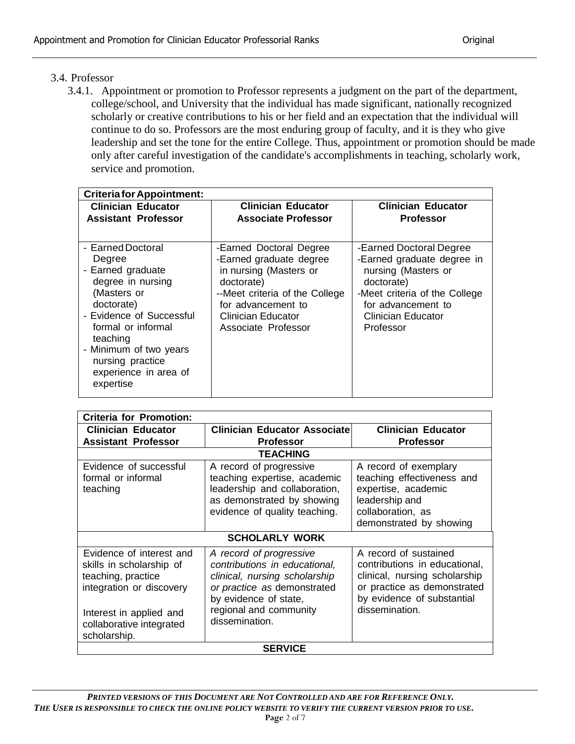3.4. Professor

3.4.1. Appointment or promotion to Professor represents a judgment on the part of the department, college/school, and University that the individual has made significant, nationally recognized scholarly or creative contributions to his or her field and an expectation that the individual will continue to do so. Professors are the most enduring group of faculty, and it is they who give leadership and set the tone for the entire College. Thus, appointment or promotion should be made only after careful investigation of the candidate's accomplishments in teaching, scholarly work, service and promotion.

| **Criteria for Appointment:** | | |
|---|---|---|
| **Clinician Educator Assistant Professor** | **Clinician Educator Associate Professor** | **Clinician Educator Professor** |
| - Earned Doctoral Degree<br>- Earned graduate degree in nursing (Masters or doctorate)<br>- Evidence of Successful formal or informal teaching<br>- Minimum of two years nursing practice experience in area of expertise | -Earned Doctoral Degree<br>-Earned graduate degree in nursing (Masters or doctorate)<br>--Meet criteria of the College for advancement to Clinician Educator Associate Professor | -Earned Doctoral Degree<br>-Earned graduate degree in nursing (Masters or doctorate)<br>-Meet criteria of the College for advancement to Clinician Educator Professor |

| **Criteria for Promotion:** | | |
|---|---|---|
| **Clinician Educator Assistant Professor** | **Clinician Educator Associate Professor** | **Clinician Educator Professor** |
| | **TEACHING** | |
| Evidence of successful formal or informal teaching | A record of progressive teaching expertise, academic leadership and collaboration, as demonstrated by showing evidence of quality teaching. | A record of exemplary teaching effectiveness and expertise, academic leadership and collaboration, as demonstrated by showing |
| | **SCHOLARLY WORK** | |
| Evidence of interest and skills in scholarship of teaching, practice integration or discovery<br><br>Interest in applied and collaborative integrated scholarship. | *A record of progressive contributions in educational, clinical, nursing scholarship or practice as* demonstrated by evidence of state, regional and community dissemination. | A record of sustained contributions in educational, clinical, nursing scholarship or practice as demonstrated by evidence of substantial dissemination. |
| | **SERVICE** | |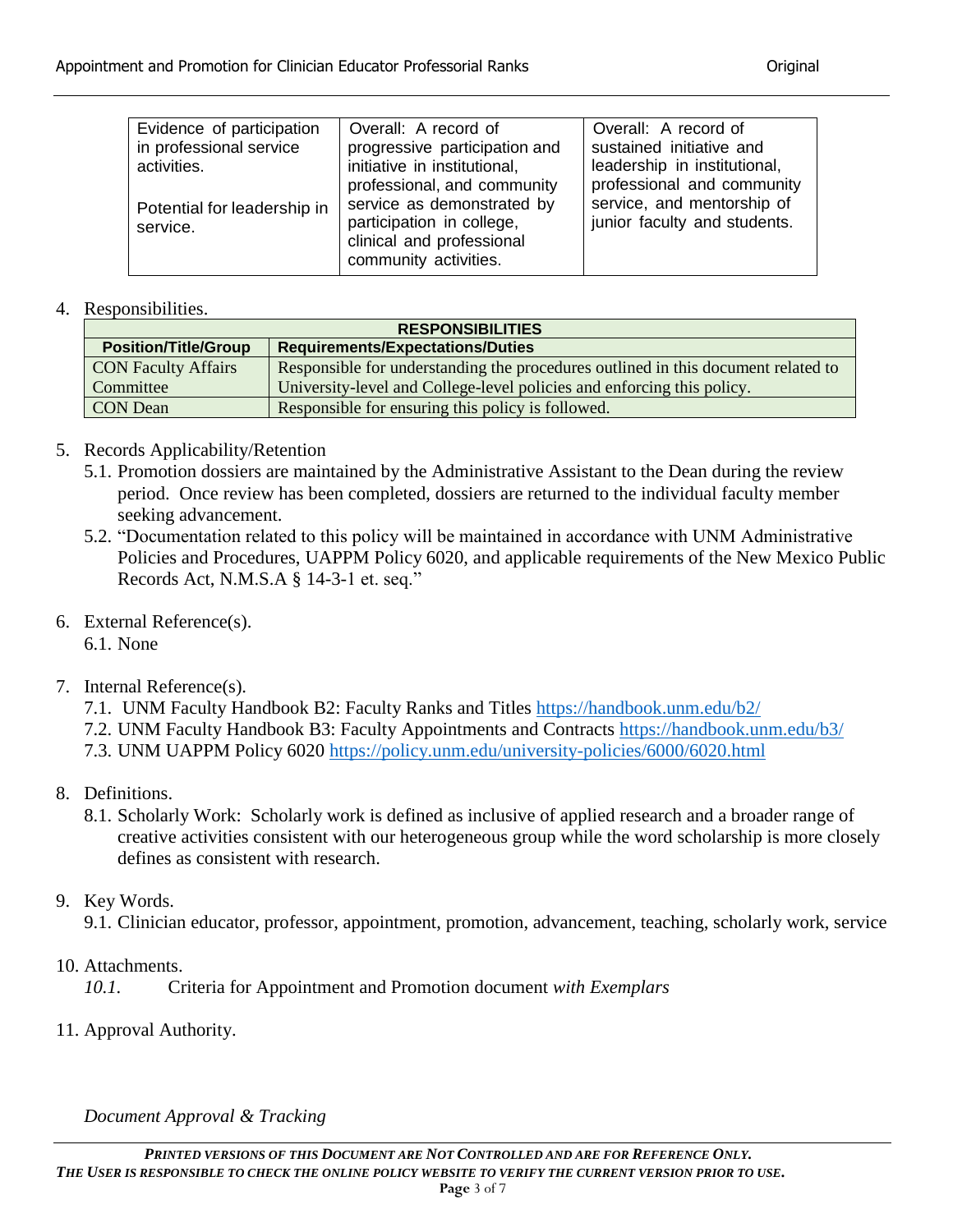| | | |
|---|---|---|
| Evidence of participation in professional service activities.<br><br>Potential for leadership in service. | Overall: A record of progressive participation and initiative in institutional, professional, and community service as demonstrated by participation in college, clinical and professional community activities. | Overall: A record of sustained initiative and leadership in institutional, professional and community service, and mentorship of junior faculty and students. |

4. Responsibilities.

| RESPONSIBILITIES | |
|---|---|
| **Position/Title/Group** | **Requirements/Expectations/Duties** |
| CON Faculty Affairs Committee | Responsible for understanding the procedures outlined in this document related to University-level and College-level policies and enforcing this policy. |
| CON Dean | Responsible for ensuring this policy is followed. |

5. Records Applicability/Retention
   - 5.1. Promotion dossiers are maintained by the Administrative Assistant to the Dean during the review period. Once review has been completed, dossiers are returned to the individual faculty member seeking advancement.
   - 5.2. "Documentation related to this policy will be maintained in accordance with UNM Administrative Policies and Procedures, UAPPM Policy 6020, and applicable requirements of the New Mexico Public Records Act, N.M.S.A § 14-3-1 et. seq."

6. External Reference(s).
   - 6.1. None

7. Internal Reference(s).
   - 7.1. UNM Faculty Handbook B2: Faculty Ranks and Titles https://handbook.unm.edu/b2/
   - 7.2. UNM Faculty Handbook B3: Faculty Appointments and Contracts https://handbook.unm.edu/b3/
   - 7.3. UNM UAPPM Policy 6020 https://policy.unm.edu/university-policies/6000/6020.html

8. Definitions.
   - 8.1. Scholarly Work: Scholarly work is defined as inclusive of applied research and a broader range of creative activities consistent with our heterogeneous group while the word scholarship is more closely defines as consistent with research.

9. Key Words.
   - 9.1. Clinician educator, professor, appointment, promotion, advancement, teaching, scholarly work, service

10. Attachments.
    - *10.1.* Criteria for Appointment and Promotion document *with Exemplars*

11. Approval Authority.

*Document Approval & Tracking*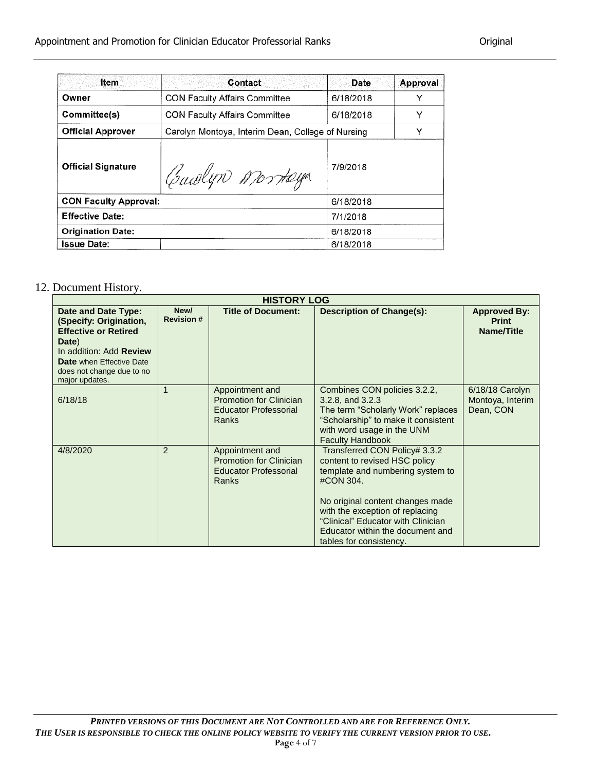| Item | Contact | Date | Approval |
|---|---|---|---|
| **Owner** | CON Faculty Affairs Committee | 6/18/2018 | Y |
| **Committee(s)** | CON Faculty Affairs Committee | 6/18/2018 | Y |
| **Official Approver** | Carolyn Montoya, Interim Dean, College of Nursing | | Y |
| **Official Signature** | Carolyn Montoya | 7/9/2018 | |
| **CON Faculty Approval:** | | 6/18/2018 | |
| **Effective Date:** | | 7/1/2018 | |
| **Origination Date:** | | 6/18/2018 | |
| **Issue Date:** | | 6/18/2018 | |

12. Document History.

| **HISTORY LOG** | | | | |
|---|---|---|---|---|
| **Date and Date Type: (Specify: Origination, Effective or Retired Date)** In addition: Add **Review Date** when Effective Date does not change due to no major updates. | **New/ Revision #** | **Title of Document:** | **Description of Change(s):** | **Approved By: Print Name/Title** |
| 6/18/18 | 1 | Appointment and Promotion for Clinician Educator Professorial Ranks | Combines CON policies 3.2.2, 3.2.8, and 3.2.3 The term "Scholarly Work" replaces "Scholarship" to make it consistent with word usage in the UNM Faculty Handbook | 6/18/18 Carolyn Montoya, Interim Dean, CON |
| 4/8/2020 | 2 | Appointment and Promotion for Clinician Educator Professorial Ranks | Transferred CON Policy# 3.3.2 content to revised HSC policy template and numbering system to #CON 304. No original content changes made with the exception of replacing "Clinical" Educator with Clinician Educator within the document and tables for consistency. | |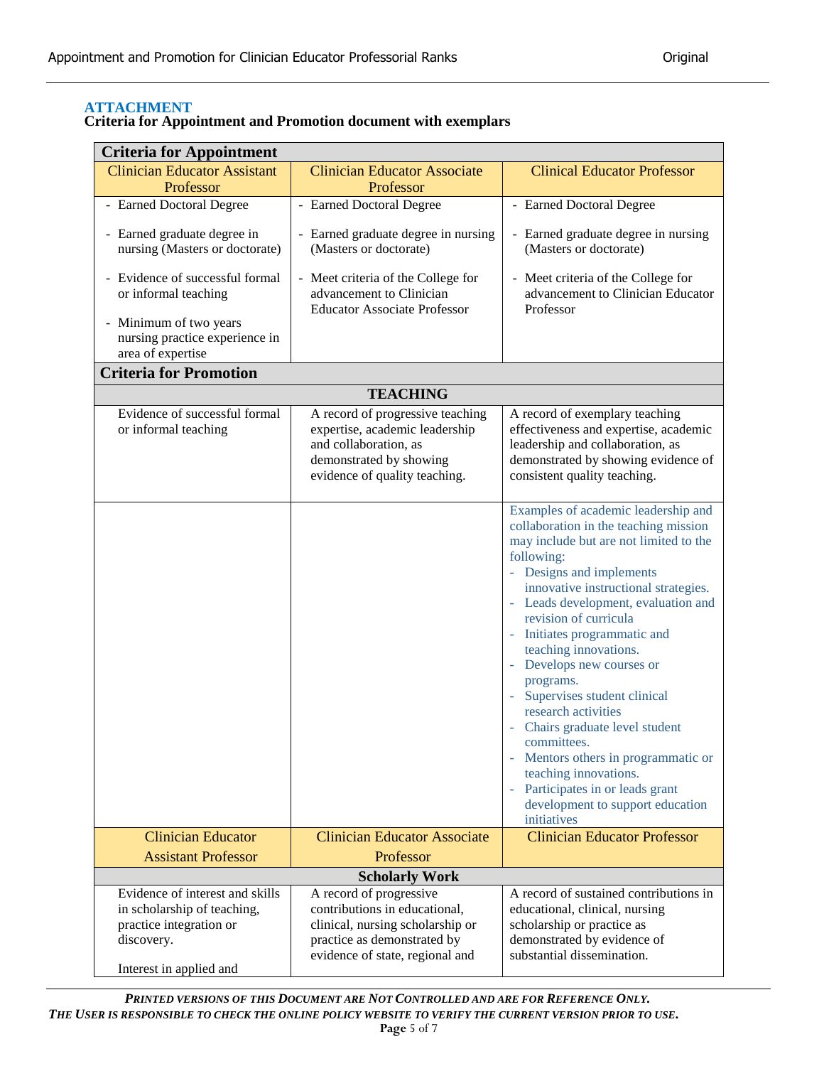**ATTACHMENT**
**Criteria for Appointment and Promotion document with exemplars**

| **Criteria for Appointment** | | |
|---|---|---|
| Clinician Educator Assistant Professor | Clinician Educator Associate Professor | Clinical Educator Professor |
| - Earned Doctoral Degree<br><br>- Earned graduate degree in nursing (Masters or doctorate)<br><br>- Evidence of successful formal or informal teaching<br><br>- Minimum of two years nursing practice experience in area of expertise | - Earned Doctoral Degree<br><br>- Earned graduate degree in nursing (Masters or doctorate)<br><br>- Meet criteria of the College for advancement to Clinician Educator Associate Professor | - Earned Doctoral Degree<br><br>- Earned graduate degree in nursing (Masters or doctorate)<br><br>- Meet criteria of the College for advancement to Clinician Educator Professor |
| **Criteria for Promotion** | | |
| **TEACHING** | | |
| Evidence of successful formal or informal teaching | A record of progressive teaching expertise, academic leadership and collaboration, as demonstrated by showing evidence of quality teaching. | A record of exemplary teaching effectiveness and expertise, academic leadership and collaboration, as demonstrated by showing evidence of consistent quality teaching. |
| | | Examples of academic leadership and collaboration in the teaching mission may include but are not limited to the following:<br>- Designs and implements innovative instructional strategies.<br>- Leads development, evaluation and revision of curricula<br>- Initiates programmatic and teaching innovations.<br>- Develops new courses or programs.<br>- Supervises student clinical research activities<br>- Chairs graduate level student committees.<br>- Mentors others in programmatic or teaching innovations.<br>- Participates in or leads grant development to support education initiatives |
| Clinician Educator Assistant Professor | Clinician Educator Associate Professor | Clinician Educator Professor |
| **Scholarly Work** | | |
| Evidence of interest and skills in scholarship of teaching, practice integration or discovery.<br><br>Interest in applied and | A record of progressive contributions in educational, clinical, nursing scholarship or practice as demonstrated by evidence of state, regional and | A record of sustained contributions in educational, clinical, nursing scholarship or practice as demonstrated by evidence of substantial dissemination. |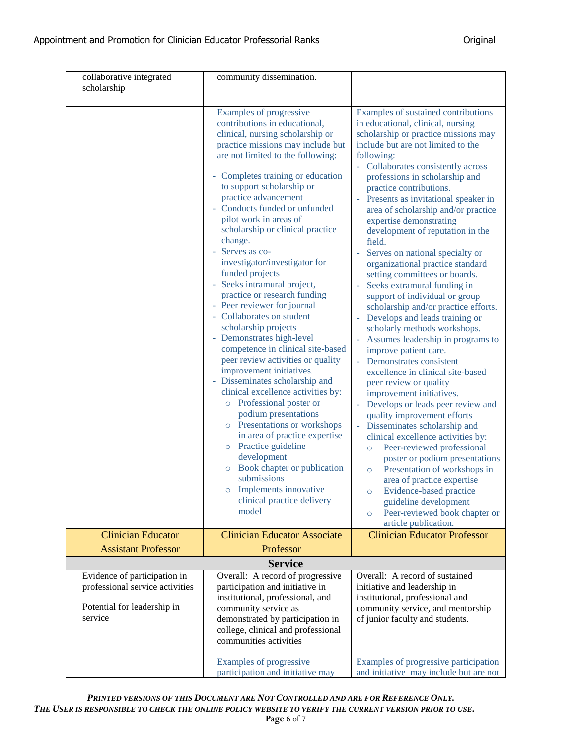| | | |
|---|---|---|
| collaborative integrated scholarship | community dissemination. | |
| | Examples of progressive contributions in educational, clinical, nursing scholarship or practice missions may include but are not limited to the following:<br><br>- Completes training or education to support scholarship or practice advancement<br>- Conducts funded or unfunded pilot work in areas of scholarship or clinical practice change.<br>- Serves as co-investigator/investigator for funded projects<br>- Seeks intramural project, practice or research funding<br>- Peer reviewer for journal<br>- Collaborates on student scholarship projects<br>- Demonstrates high-level competence in clinical site-based peer review activities or quality improvement initiatives.<br>- Disseminates scholarship and clinical excellence activities by:<br>&nbsp;&nbsp;○ Professional poster or podium presentations<br>&nbsp;&nbsp;○ Presentations or workshops in area of practice expertise<br>&nbsp;&nbsp;○ Practice guideline development<br>&nbsp;&nbsp;○ Book chapter or publication submissions<br>&nbsp;&nbsp;○ Implements innovative clinical practice delivery model | Examples of sustained contributions in educational, clinical, nursing scholarship or practice missions may include but are not limited to the following:<br>- Collaborates consistently across professions in scholarship and practice contributions.<br>- Presents as invitational speaker in area of scholarship and/or practice expertise demonstrating development of reputation in the field.<br>- Serves on national specialty or organizational practice standard setting committees or boards.<br>- Seeks extramural funding in support of individual or group scholarship and/or practice efforts.<br>- Develops and leads training or scholarly methods workshops.<br>- Assumes leadership in programs to improve patient care.<br>- Demonstrates consistent excellence in clinical site-based peer review or quality improvement initiatives.<br>- Develops or leads peer review and quality improvement efforts<br>- Disseminates scholarship and clinical excellence activities by:<br>&nbsp;&nbsp;○ Peer-reviewed professional poster or podium presentations<br>&nbsp;&nbsp;○ Presentation of workshops in area of practice expertise<br>&nbsp;&nbsp;○ Evidence-based practice guideline development<br>&nbsp;&nbsp;○ Peer-reviewed book chapter or article publication. |
| **Clinician Educator Assistant Professor** | **Clinician Educator Associate Professor** | **Clinician Educator Professor** |
| **Service** | | |
| Evidence of participation in professional service activities<br><br>Potential for leadership in service | Overall: A record of progressive participation and initiative in institutional, professional, and community service as demonstrated by participation in college, clinical and professional communities activities | Overall: A record of sustained initiative and leadership in institutional, professional and community service, and mentorship of junior faculty and students. |
| | Examples of progressive participation and initiative may | Examples of progressive participation and initiative may include but are not |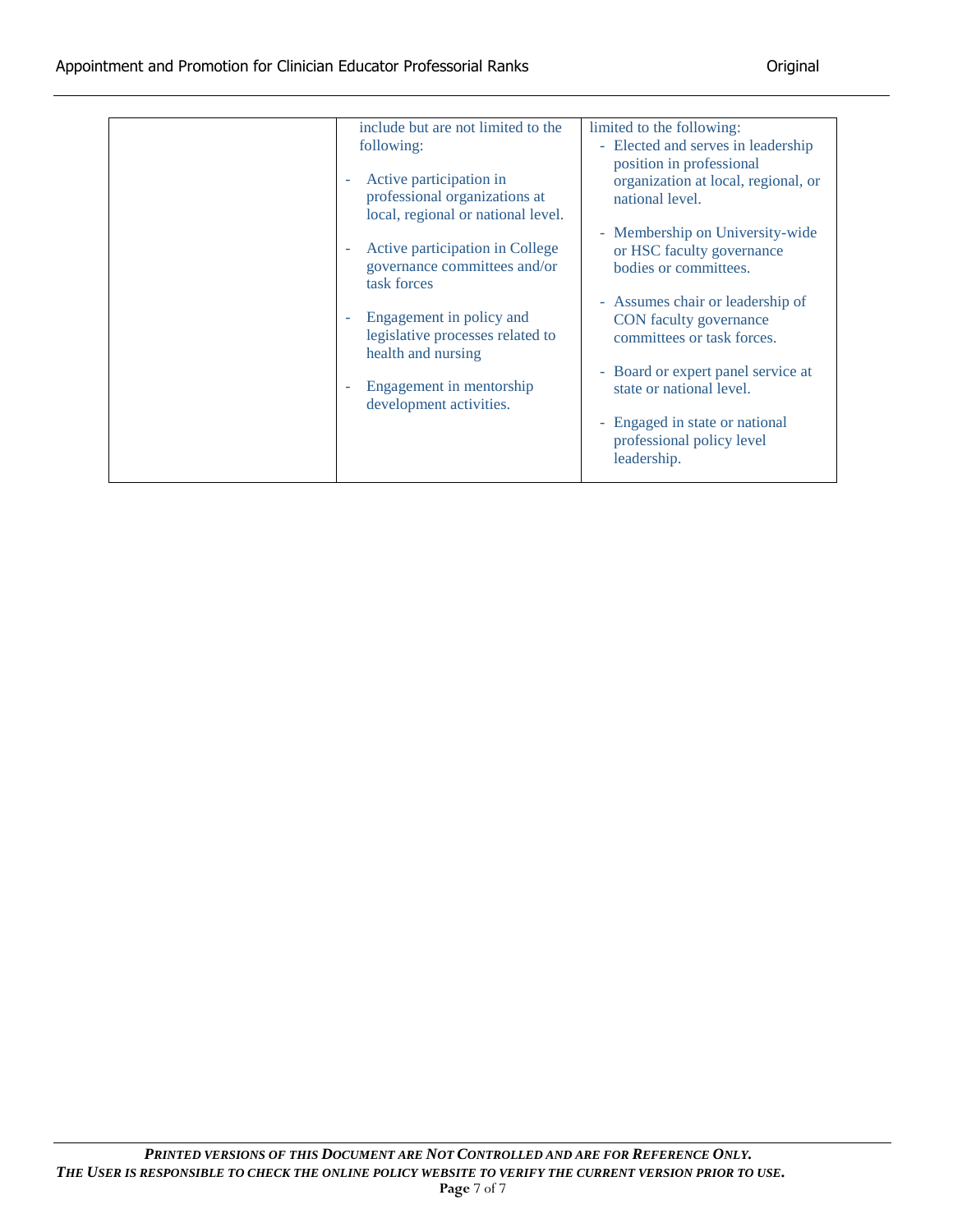| | | |
|---|---|---|
| | include but are not limited to the following:<br><br>- Active participation in professional organizations at local, regional or national level.<br><br>- Active participation in College governance committees and/or task forces<br><br>- Engagement in policy and legislative processes related to health and nursing<br><br>- Engagement in mentorship development activities. | limited to the following:<br>- Elected and serves in leadership position in professional organization at local, regional, or national level.<br><br>- Membership on University-wide or HSC faculty governance bodies or committees.<br><br>- Assumes chair or leadership of CON faculty governance committees or task forces.<br><br>- Board or expert panel service at state or national level.<br><br>- Engaged in state or national professional policy level leadership. |

***PRINTED VERSIONS OF THIS DOCUMENT ARE NOT CONTROLLED AND ARE FOR REFERENCE ONLY.***
***THE USER IS RESPONSIBLE TO CHECK THE ONLINE POLICY WEBSITE TO VERIFY THE CURRENT VERSION PRIOR TO USE.***